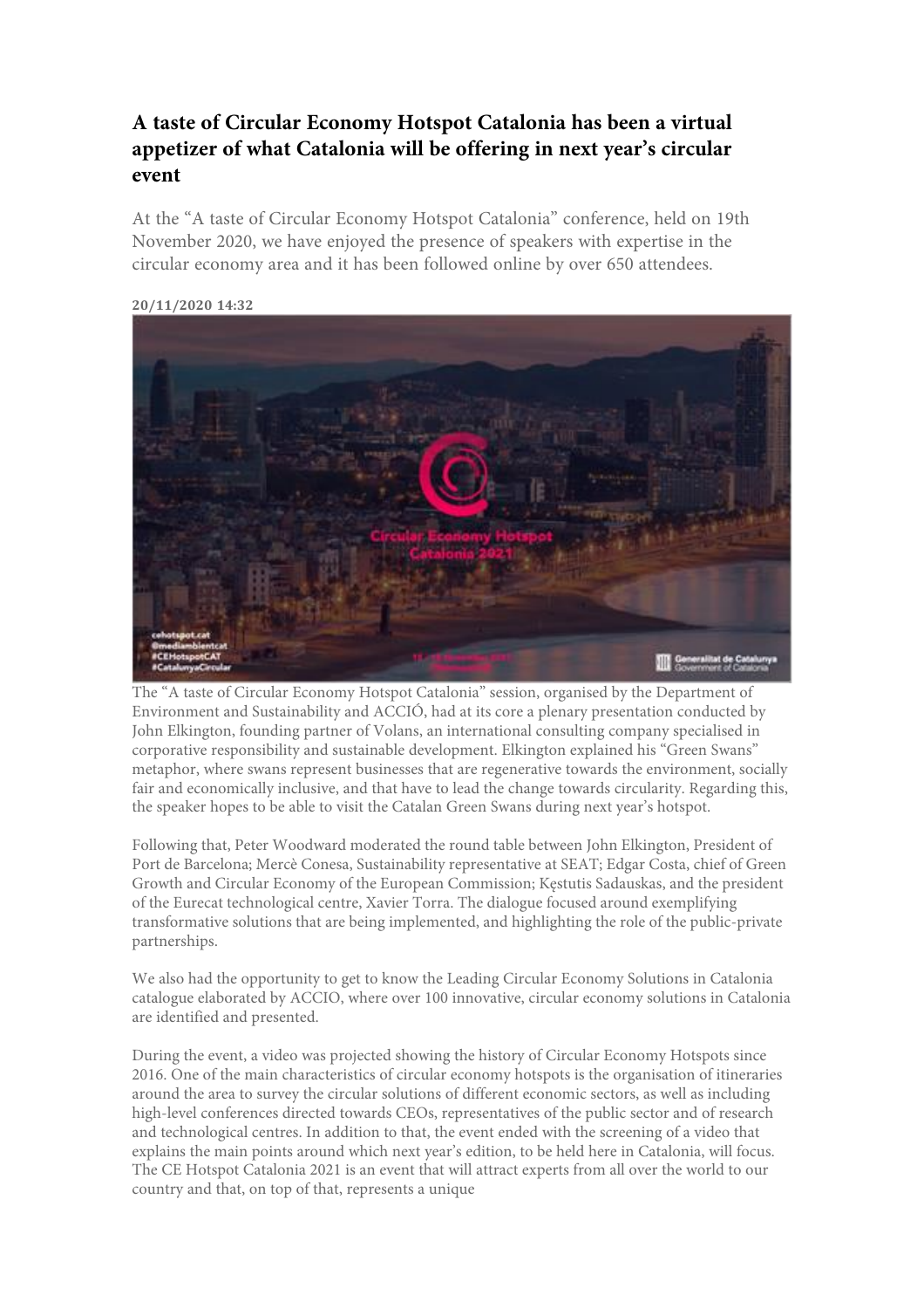# A taste of Circular Economy Hotspot Catalonia has been a virtual appetizer of what Catalonia will be offering in next year's circular event

At the "A taste of Circular Economy Hotspot Catalonia" conference, held on 19th November 2020, we have enjoyed the presence of speakers with expertise in the circular economy area and it has been followed online by over 650 attendees.

**20/11/2020 14:32**

The "A taste of Circular Economy Hotspot Catalonia" session, organised by the Department of Environment and Sustainability and ACCIÓ, had at its core a plenary presentation conducted by John Elkington, founding partner of Volans, an international consulting company specialised in corporative responsibility and sustainable development. Elkington explained his "Green Swans" metaphor, where swans represent businesses that are regenerative towards the environment, socially fair and economically inclusive, and that have to lead the change towards circularity. Regarding this, the speaker hopes to be able to visit the Catalan Green Swans during next year's hotspot.

Following that, Peter Woodward moderated the round table between John Elkington, President of Port de Barcelona; Mercè Conesa, Sustainability representative at SEAT; Edgar Costa, chief of Green Growth and Circular Economy of the European Commission; Kęstutis Sadauskas, and the president of the Eurecat technological centre, Xavier Torra. The dialogue focused around exemplifying transformative solutions that are being implemented, and highlighting the role of the public-private partnerships.

We also had the opportunity to get to know the Leading Circular Economy Solutions in Catalonia catalogue elaborated by ACCIO, where over 100 innovative, circular economy solutions in Catalonia are identified and presented.

During the event, a video was projected showing the history of Circular Economy Hotspots since 2016. One of the main characteristics of circular economy hotspots is the organisation of itineraries around the area to survey the circular solutions of different economic sectors, as well as including high-level conferences directed towards CEOs, representatives of the public sector and of research and technological centres. In addition to that, the event ended with the screening of a video that explains the main points around which next year's edition, to be held here in Catalonia, will focus. The CE Hotspot Catalonia 2021 is an event that will attract experts from all over the world to our country and that, on top of that, represents a unique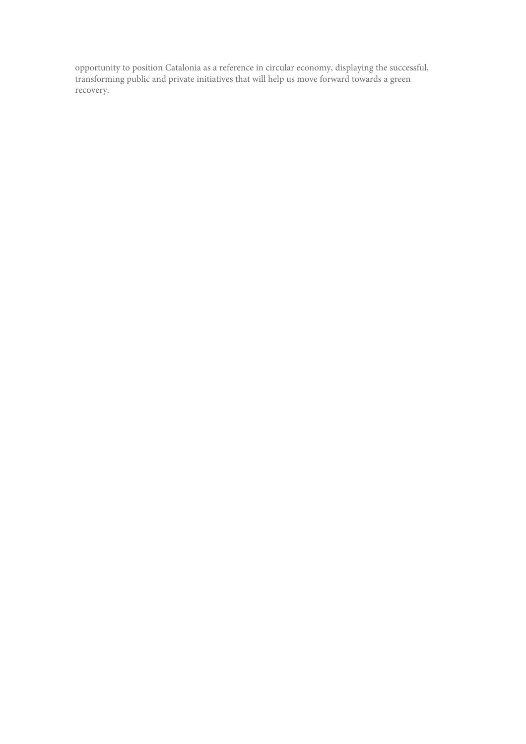opportunity to position Catalonia as a reference in circular economy, displaying the successful, transforming public and private initiatives that will help us move forward towards a green recovery.